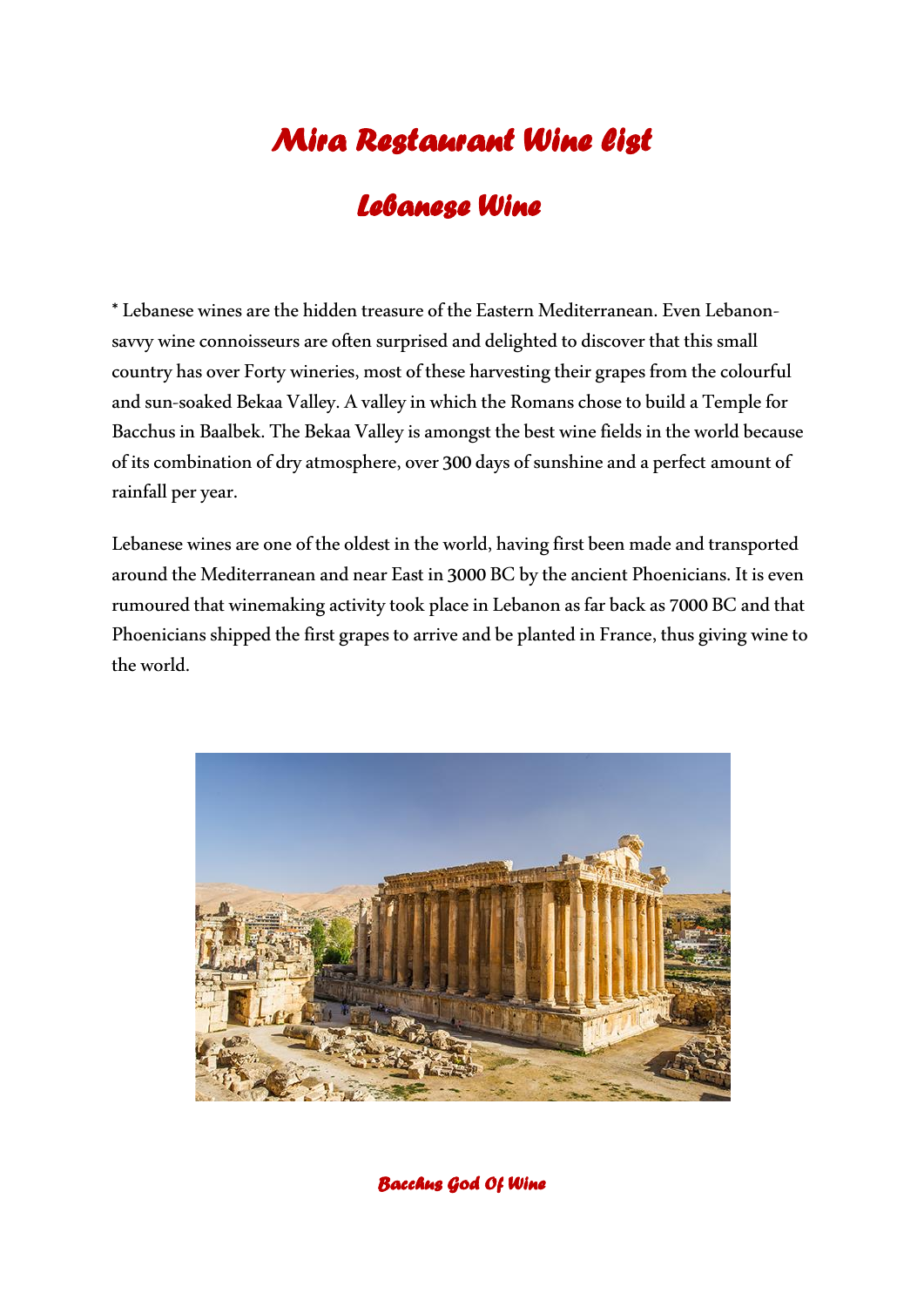# Mira Restaurant Wine List

## Lebanese Wine

* Lebanese wines are the hidden treasure of the Eastern Mediterranean. Even Lebanon-savvy wine connoisseurs are often surprised and delighted to discover that this small country has over Forty wineries, most of these harvesting their grapes from the colourful and sun-soaked Bekaa Valley. A valley in which the Romans chose to build a Temple for Bacchus in Baalbek. The Bekaa Valley is amongst the best wine fields in the world because of its combination of dry atmosphere, over 300 days of sunshine and a perfect amount of rainfall per year.

Lebanese wines are one of the oldest in the world, having first been made and transported around the Mediterranean and near East in 3000 BC by the ancient Phoenicians. It is even rumoured that winemaking activity took place in Lebanon as far back as 7000 BC and that Phoenicians shipped the first grapes to arrive and be planted in France, thus giving wine to the world.

Bacchus God Of Wine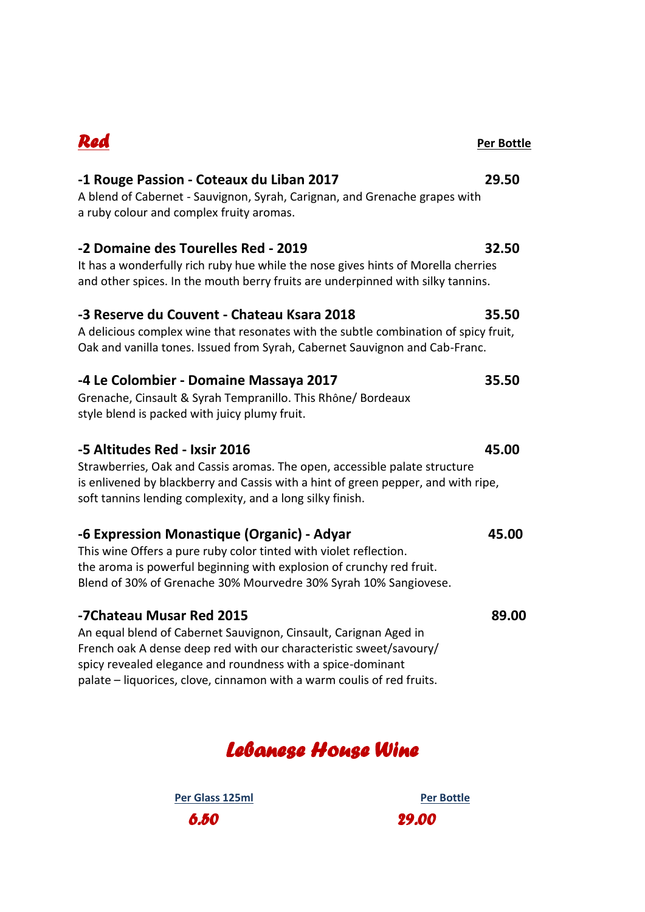## *Red*

**Per Bottle**

**-1 Rouge Passion - Coteaux du Liban 2017** **29.50**
A blend of Cabernet - Sauvignon, Syrah, Carignan, and Grenache grapes with a ruby colour and complex fruity aromas.

**-2 Domaine des Tourelles Red - 2019** **32.50**
It has a wonderfully rich ruby hue while the nose gives hints of Morella cherries and other spices. In the mouth berry fruits are underpinned with silky tannins.

**-3 Reserve du Couvent - Chateau Ksara 2018** **35.50**
A delicious complex wine that resonates with the subtle combination of spicy fruit, Oak and vanilla tones. Issued from Syrah, Cabernet Sauvignon and Cab-Franc.

**-4 Le Colombier - Domaine Massaya 2017** **35.50**
Grenache, Cinsault & Syrah Tempranillo. This Rhône/ Bordeaux style blend is packed with juicy plumy fruit.

**-5 Altitudes Red - Ixsir 2016** **45.00**
Strawberries, Oak and Cassis aromas. The open, accessible palate structure is enlivened by blackberry and Cassis with a hint of green pepper, and with ripe, soft tannins lending complexity, and a long silky finish.

**-6 Expression Monastique (Organic) - Adyar** **45.00**
This wine Offers a pure ruby color tinted with violet reflection. the aroma is powerful beginning with explosion of crunchy red fruit. Blend of 30% of Grenache 30% Mourvedre 30% Syrah 10% Sangiovese.

**-7Chateau Musar Red 2015** **89.00**
An equal blend of Cabernet Sauvignon, Cinsault, Carignan Aged in French oak A dense deep red with our characteristic sweet/savoury/ spicy revealed elegance and roundness with a spice-dominant palate – liquorices, clove, cinnamon with a warm coulis of red fruits.

## *Lebanese House Wine*

| Per Glass 125ml | Per Bottle |
|---|---|
| *6.50* | *29.00* |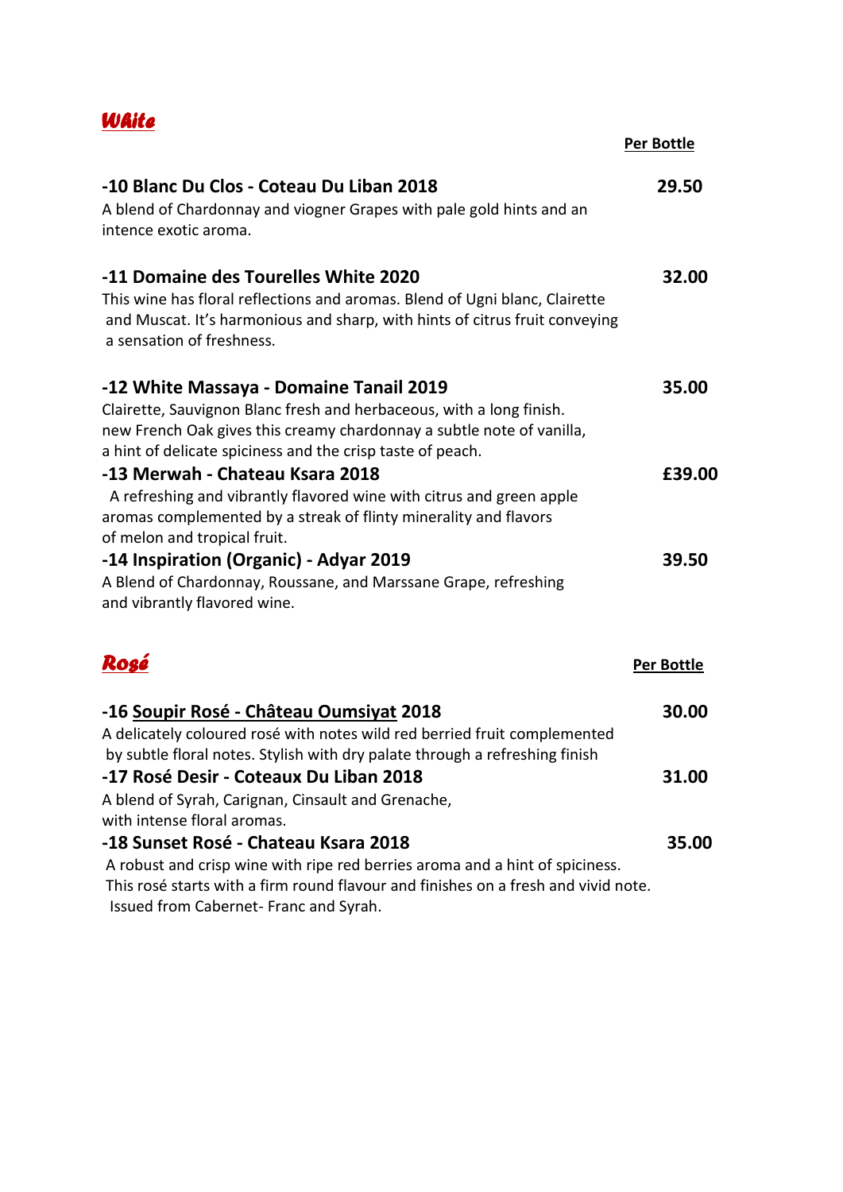## *White*

**Per Bottle**

**-10 Blanc Du Clos - Coteau Du Liban 2018** — **29.50**

A blend of Chardonnay and viogner Grapes with pale gold hints and an intence exotic aroma.

**-11 Domaine des Tourelles White 2020** — **32.00**

This wine has floral reflections and aromas. Blend of Ugni blanc, Clairette and Muscat. It's harmonious and sharp, with hints of citrus fruit conveying a sensation of freshness.

**-12 White Massaya - Domaine Tanail 2019** — **35.00**

Clairette, Sauvignon Blanc fresh and herbaceous, with a long finish. new French Oak gives this creamy chardonnay a subtle note of vanilla, a hint of delicate spiciness and the crisp taste of peach.

**-13 Merwah - Chateau Ksara 2018** — **£39.00**

A refreshing and vibrantly flavored wine with citrus and green apple aromas complemented by a streak of flinty minerality and flavors of melon and tropical fruit.

**-14 Inspiration (Organic) - Adyar 2019** — **39.50**

A Blend of Chardonnay, Roussane, and Marssane Grape, refreshing and vibrantly flavored wine.

## *Rosé*

**Per Bottle**

**-16 Soupir Rosé - Château Oumsiyat 2018** — **30.00**

A delicately coloured rosé with notes wild red berried fruit complemented by subtle floral notes. Stylish with dry palate through a refreshing finish

**-17 Rosé Desir - Coteaux Du Liban 2018** — **31.00**

A blend of Syrah, Carignan, Cinsault and Grenache, with intense floral aromas.

**-18 Sunset Rosé - Chateau Ksara 2018** — **35.00**

A robust and crisp wine with ripe red berries aroma and a hint of spiciness. This rosé starts with a firm round flavour and finishes on a fresh and vivid note. Issued from Cabernet- Franc and Syrah.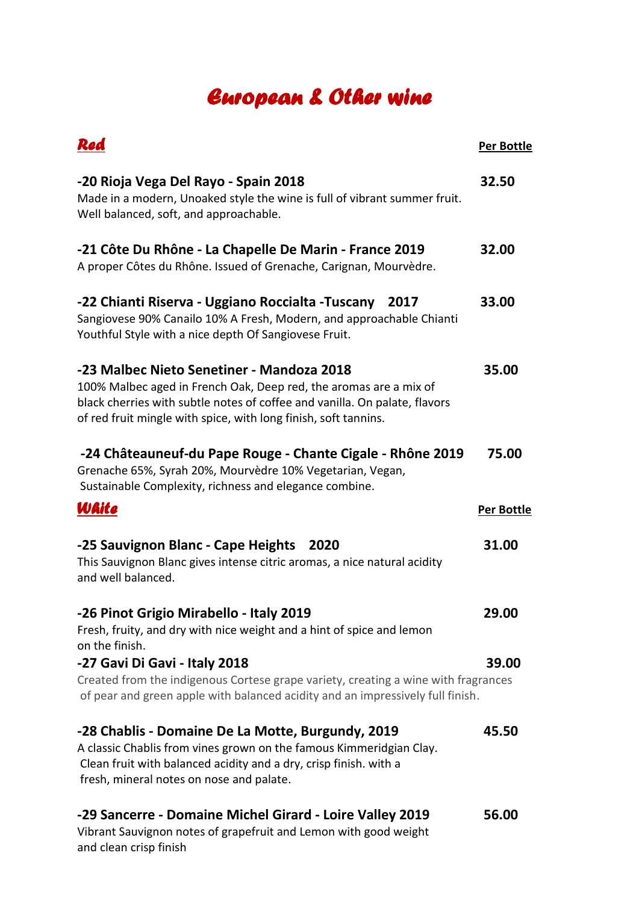# European & Other wine

## Red

**Per Bottle**

**-20 Rioja Vega Del Rayo - Spain 2018** **32.50**
Made in a modern, Unoaked style the wine is full of vibrant summer fruit. Well balanced, soft, and approachable.

**-21 Côte Du Rhône - La Chapelle De Marin - France 2019** **32.00**
A proper Côtes du Rhône. Issued of Grenache, Carignan, Mourvèdre.

**-22 Chianti Riserva - Uggiano Roccialta -Tuscany 2017** **33.00**
Sangiovese 90% Canailo 10% A Fresh, Modern, and approachable Chianti Youthful Style with a nice depth Of Sangiovese Fruit.

**-23 Malbec Nieto Senetiner - Mandoza 2018** **35.00**
100% Malbec aged in French Oak, Deep red, the aromas are a mix of black cherries with subtle notes of coffee and vanilla. On palate, flavors of red fruit mingle with spice, with long finish, soft tannins.

**-24 Châteauneuf-du Pape Rouge - Chante Cigale - Rhône 2019** **75.00**
Grenache 65%, Syrah 20%, Mourvèdre 10% Vegetarian, Vegan, Sustainable Complexity, richness and elegance combine.

## White

**Per Bottle**

**-25 Sauvignon Blanc - Cape Heights 2020** **31.00**
This Sauvignon Blanc gives intense citric aromas, a nice natural acidity and well balanced.

**-26 Pinot Grigio Mirabello - Italy 2019** **29.00**
Fresh, fruity, and dry with nice weight and a hint of spice and lemon on the finish.

**-27 Gavi Di Gavi - Italy 2018** **39.00**
Created from the indigenous Cortese grape variety, creating a wine with fragrances of pear and green apple with balanced acidity and an impressively full finish.

**-28 Chablis - Domaine De La Motte, Burgundy, 2019** **45.50**
A classic Chablis from vines grown on the famous Kimmeridgian Clay. Clean fruit with balanced acidity and a dry, crisp finish. with a fresh, mineral notes on nose and palate.

**-29 Sancerre - Domaine Michel Girard - Loire Valley 2019** **56.00**
Vibrant Sauvignon notes of grapefruit and Lemon with good weight and clean crisp finish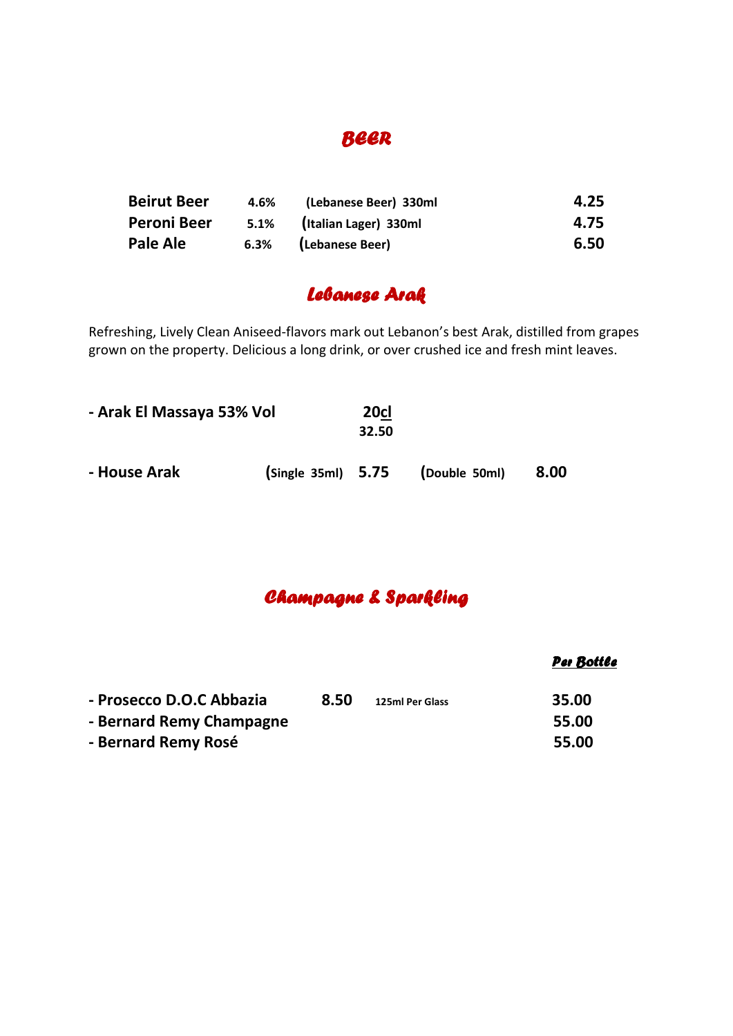## *Beer*

| | | | |
|---|---|---|---|
| **Beirut Beer** | **4.6%** | **(Lebanese Beer) 330ml** | **4.25** |
| **Peroni Beer** | **5.1%** | **(Italian Lager) 330ml** | **4.75** |
| **Pale Ale** | **6.3%** | **(Lebanese Beer)** | **6.50** |

## *Lebanese Arak*

Refreshing, Lively Clean Aniseed-flavors mark out Lebanon's best Arak, distilled from grapes grown on the property. Delicious a long drink, or over crushed ice and fresh mint leaves.

**- Arak El Massaya 53% Vol** — **20cl** **32.50**

**- House Arak** — **(Single 35ml) 5.75** — **(Double 50ml) 8.00**

## *Champagne & Sparkling*

| | | | ***Per Bottle*** |
|---|---|---|---|
| **- Prosecco D.O.C Abbazia** | **8.50** | **125ml Per Glass** | **35.00** |
| **- Bernard Remy Champagne** | | | **55.00** |
| **- Bernard Remy Rosé** | | | **55.00** |